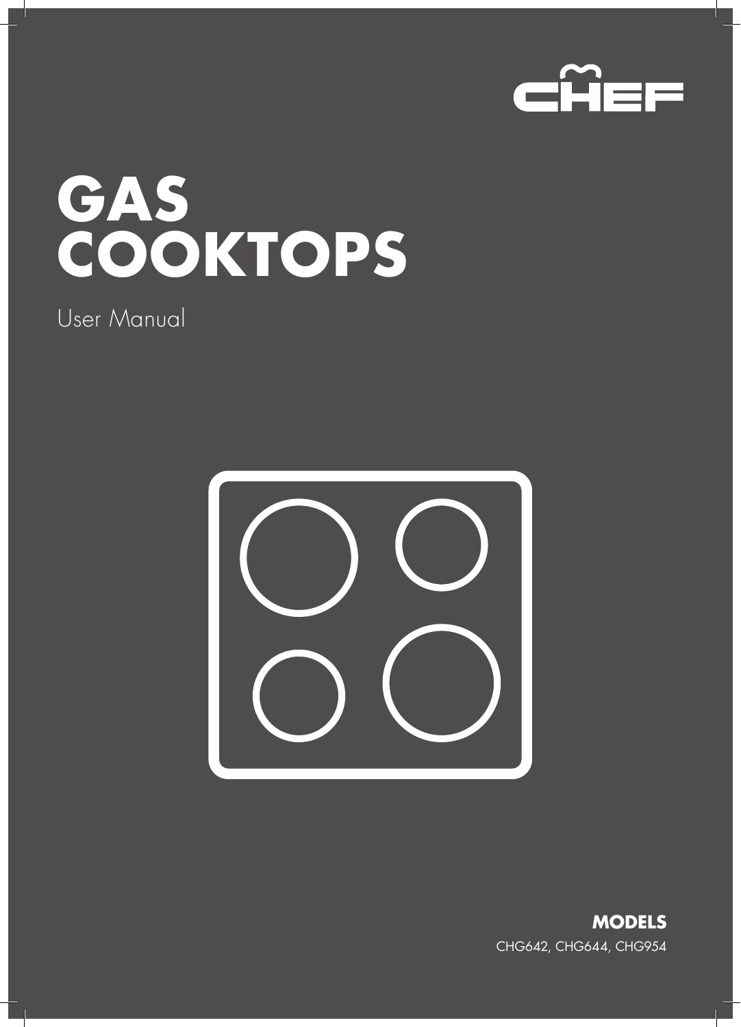CHEF

# GAS COOKTOPS

User Manual

**MODELS**

CHG642, CHG644, CHG954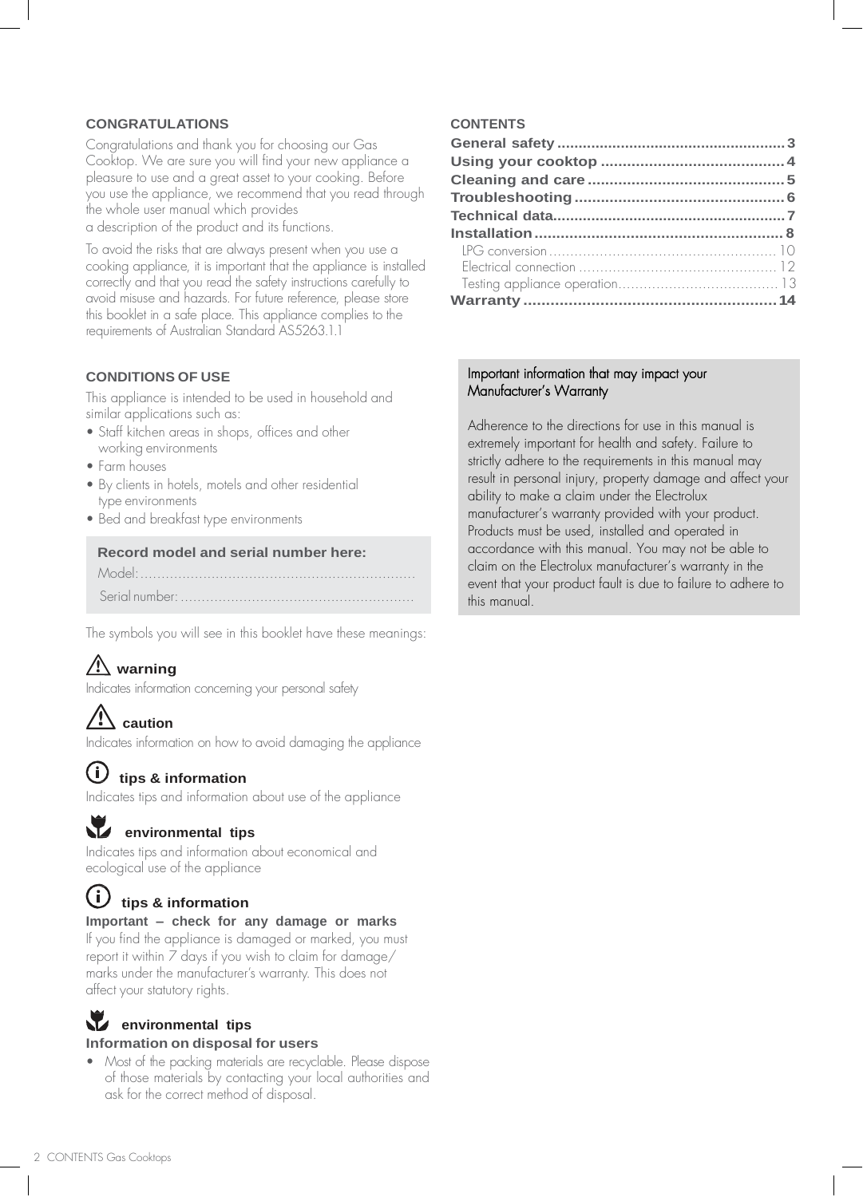## CONGRATULATIONS

Congratulations and thank you for choosing our Gas Cooktop. We are sure you will find your new appliance a pleasure to use and a great asset to your cooking. Before you use the appliance, we recommend that you read through the whole user manual which provides
a description of the product and its functions.

To avoid the risks that are always present when you use a cooking appliance, it is important that the appliance is installed correctly and that you read the safety instructions carefully to avoid misuse and hazards. For future reference, please store this booklet in a safe place. This appliance complies to the requirements of Australian Standard AS5263.1.1

## CONDITIONS OF USE

This appliance is intended to be used in household and similar applications such as:

- Staff kitchen areas in shops, offices and other working environments
- Farm houses
- By clients in hotels, motels and other residential type environments
- Bed and breakfast type environments

**Record model and serial number here:**

Model: ..................................................................

Serial number: ........................................................

The symbols you will see in this booklet have these meanings:

**warning**
Indicates information concerning your personal safety

**caution**
Indicates information on how to avoid damaging the appliance

**tips & information**
Indicates tips and information about use of the appliance

**environmental tips**
Indicates tips and information about economical and ecological use of the appliance

**tips & information**

**Important – check for any damage or marks**
If you find the appliance is damaged or marked, you must report it within 7 days if you wish to claim for damage/marks under the manufacturer's warranty. This does not affect your statutory rights.

**environmental tips**

**Information on disposal for users**

- Most of the packing materials are recyclable. Please dispose of those materials by contacting your local authorities and ask for the correct method of disposal.

## CONTENTS

| | |
|---|---|
| **General safety** | **3** |
| **Using your cooktop** | **4** |
| **Cleaning and care** | **5** |
| **Troubleshooting** | **6** |
| **Technical data** | **7** |
| **Installation** | **8** |
| LPG conversion | 10 |
| Electrical connection | 12 |
| Testing appliance operation | 13 |
| **Warranty** | **14** |

Important information that may impact your Manufacturer's Warranty

Adherence to the directions for use in this manual is extremely important for health and safety. Failure to strictly adhere to the requirements in this manual may result in personal injury, property damage and affect your ability to make a claim under the Electrolux manufacturer's warranty provided with your product. Products must be used, installed and operated in accordance with this manual. You may not be able to claim on the Electrolux manufacturer's warranty in the event that your product fault is due to failure to adhere to this manual.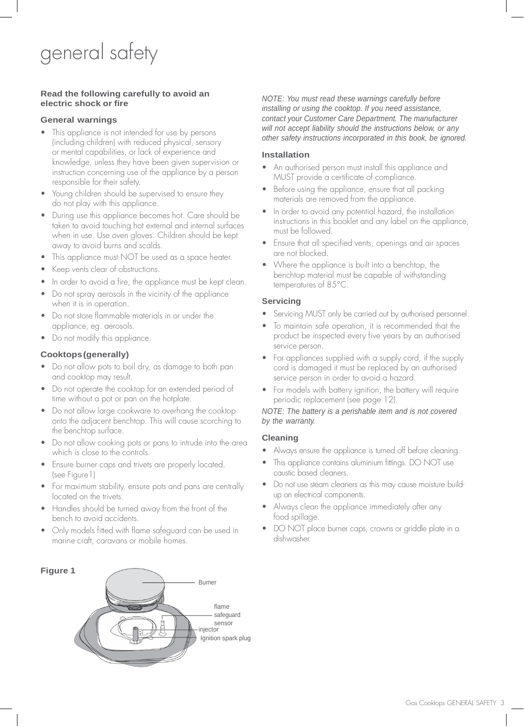# general safety

**Read the following carefully to avoid an electric shock or fire**

### General warnings

- This appliance is not intended for use by persons (including children) with reduced physical, sensory or mental capabilities, or lack of experience and knowledge, unless they have been given supervision or instruction concerning use of the appliance by a person responsible for their safety.
- Young children should be supervised to ensure they do not play with this appliance.
- During use this appliance becomes hot. Care should be taken to avoid touching hot external and internal surfaces when in use. Use oven gloves. Children should be kept away to avoid burns and scalds.
- This appliance must NOT be used as a space heater.
- Keep vents clear of obstructions.
- In order to avoid a fire, the appliance must be kept clean.
- Do not spray aerosols in the vicinity of the appliance when it is in operation.
- Do not store flammable materials in or under the appliance, eg. aerosols.
- Do not modify this appliance.

### Cooktops (generally)

- Do not allow pots to boil dry, as damage to both pan and cooktop may result.
- Do not operate the cooktop for an extended period of time without a pot or pan on the hotplate.
- Do not allow large cookware to overhang the cooktop onto the adjacent benchtop. This will cause scorching to the benchtop surface.
- Do not allow cooking pots or pans to intrude into the area which is close to the controls.
- Ensure burner caps and trivets are properly located. (see Figure1)
- For maximum stability, ensure pots and pans are centrally located on the trivets.
- Handles should be turned away from the front of the bench to avoid accidents.
- Only models fitted with flame safeguard can be used in marine craft, caravans or mobile homes.

**Figure 1**

Burner

flame safeguard sensor

injector

Ignition spark plug

*NOTE: You must read these warnings carefully before installing or using the cooktop. If you need assistance, contact your Customer Care Department. The manufacturer will not accept liability should the instructions below, or any other safety instructions incorporated in this book, be ignored.*

### Installation

- An authorised person must install this appliance and MUST provide a certificate of compliance.
- Before using the appliance, ensure that all packing materials are removed from the appliance.
- In order to avoid any potential hazard, the installation instructions in this booklet and any label on the appliance, must be followed.
- Ensure that all specified vents, openings and air spaces are not blocked.
- Where the appliance is built into a benchtop, the benchtop material must be capable of withstanding temperatures of 85°C.

### Servicing

- Servicing MUST only be carried out by authorised personnel.
- To maintain safe operation, it is recommended that the product be inspected every five years by an authorised service person.
- For appliances supplied with a supply cord, if the supply cord is damaged it must be replaced by an authorised service person in order to avoid a hazard.
- For models with battery ignition, the battery will require periodic replacement (see page 12).

*NOTE: The battery is a perishable item and is not covered by the warranty.*

### Cleaning

- Always ensure the appliance is turned off before cleaning.
- This appliance contains aluminium fittings. DO NOT use caustic based cleaners.
- Do not use steam cleaners as this may cause moisture build-up on electrical components.
- Always clean the appliance immediately after any food spillage.
- DO NOT place burner caps, crowns or griddle plate in a dishwasher.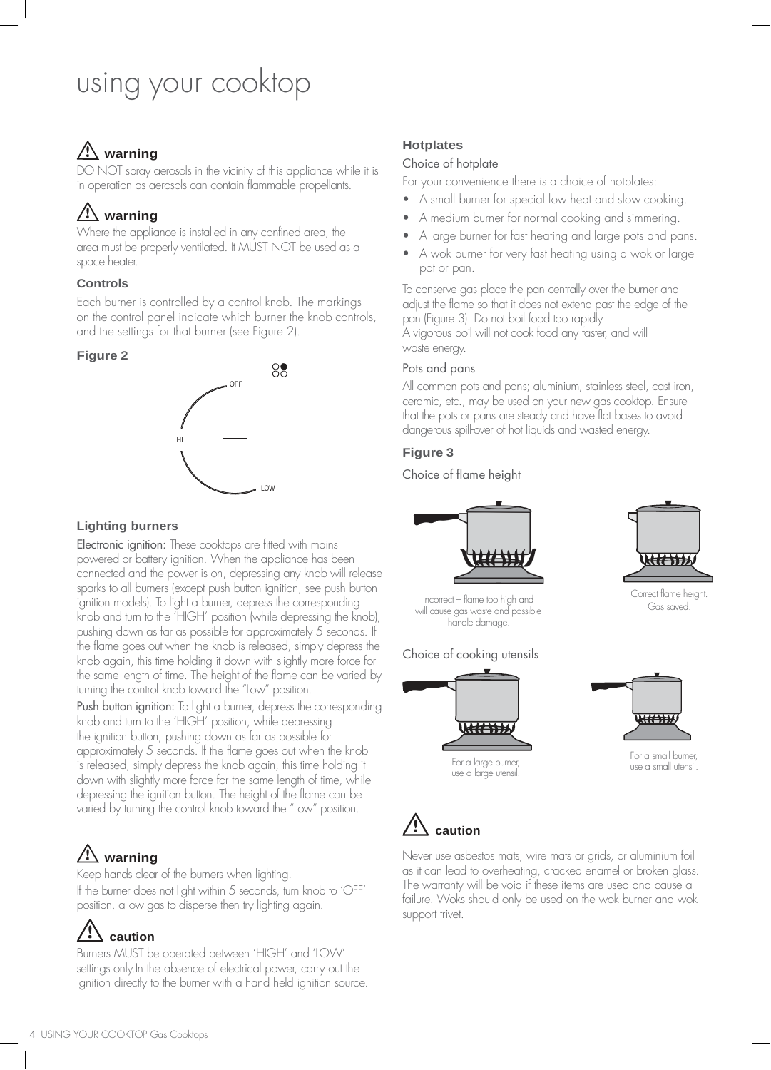# using your cooktop

## ⚠ warning

DO NOT spray aerosols in the vicinity of this appliance while it is in operation as aerosols can contain flammable propellants.

## ⚠ warning

Where the appliance is installed in any confined area, the area must be properly ventilated. It MUST NOT be used as a space heater.

### Controls

Each burner is controlled by a control knob. The markings on the control panel indicate which burner the knob controls, and the settings for that burner (see Figure 2).

**Figure 2**

OFF

HI

LOW

### Lighting burners

Electronic ignition: These cooktops are fitted with mains powered or battery ignition. When the appliance has been connected and the power is on, depressing any knob will release sparks to all burners (except push button ignition, see push button ignition models). To light a burner, depress the corresponding knob and turn to the 'HIGH' position (while depressing the knob), pushing down as far as possible for approximately 5 seconds. If the flame goes out when the knob is released, simply depress the knob again, this time holding it down with slightly more force for the same length of time. The height of the flame can be varied by turning the control knob toward the "Low" position.

Push button ignition: To light a burner, depress the corresponding knob and turn to the 'HIGH' position, while depressing the ignition button, pushing down as far as possible for approximately 5 seconds. If the flame goes out when the knob is released, simply depress the knob again, this time holding it down with slightly more force for the same length of time, while depressing the ignition button. The height of the flame can be varied by turning the control knob toward the "Low" position.

## ⚠ warning

Keep hands clear of the burners when lighting.

If the burner does not light within 5 seconds, turn knob to 'OFF' position, allow gas to disperse then try lighting again.

## ⚠ caution

Burners MUST be operated between 'HIGH' and 'LOW' settings only.In the absence of electrical power, carry out the ignition directly to the burner with a hand held ignition source.

### Hotplates

Choice of hotplate

For your convenience there is a choice of hotplates:

- A small burner for special low heat and slow cooking.
- A medium burner for normal cooking and simmering.
- A large burner for fast heating and large pots and pans.
- A wok burner for very fast heating using a wok or large pot or pan.

To conserve gas place the pan centrally over the burner and adjust the flame so that it does not extend past the edge of the pan (Figure 3). Do not boil food too rapidly.
A vigorous boil will not cook food any faster, and will waste energy.

Pots and pans

All common pots and pans; aluminium, stainless steel, cast iron, ceramic, etc., may be used on your new gas cooktop. Ensure that the pots or pans are steady and have flat bases to avoid dangerous spill-over of hot liquids and wasted energy.

**Figure 3**

Choice of flame height

Incorrect – flame too high and will cause gas waste and possible handle damage.

Correct flame height. Gas saved.

Choice of cooking utensils

For a large burner, use a large utensil.

For a small burner, use a small utensil.

## ⚠ caution

Never use asbestos mats, wire mats or grids, or aluminium foil as it can lead to overheating, cracked enamel or broken glass. The warranty will be void if these items are used and cause a failure. Woks should only be used on the wok burner and wok support trivet.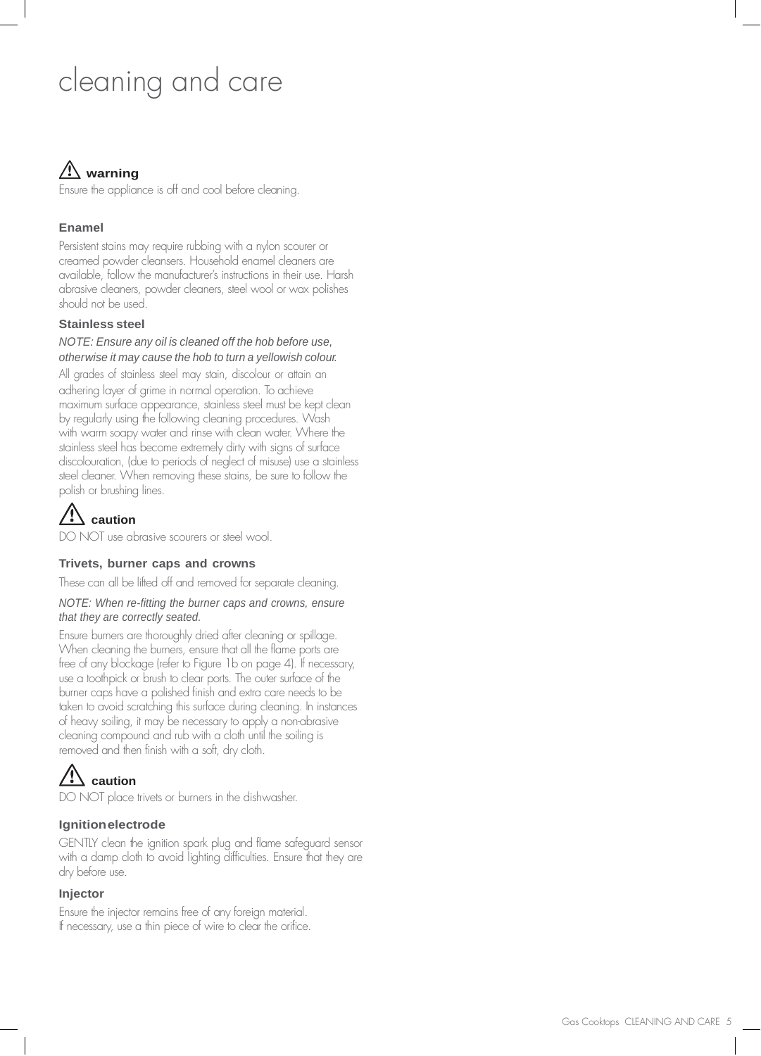# cleaning and care

### ⚠ warning

Ensure the appliance is off and cool before cleaning.

### Enamel

Persistent stains may require rubbing with a nylon scourer or creamed powder cleansers. Household enamel cleaners are available, follow the manufacturer's instructions in their use. Harsh abrasive cleaners, powder cleaners, steel wool or wax polishes should not be used.

### Stainless steel

*NOTE: Ensure any oil is cleaned off the hob before use, otherwise it may cause the hob to turn a yellowish colour.*

All grades of stainless steel may stain, discolour or attain an adhering layer of grime in normal operation. To achieve maximum surface appearance, stainless steel must be kept clean by regularly using the following cleaning procedures. Wash with warm soapy water and rinse with clean water. Where the stainless steel has become extremely dirty with signs of surface discolouration, (due to periods of neglect of misuse) use a stainless steel cleaner. When removing these stains, be sure to follow the polish or brushing lines.

### ⚠ caution

DO NOT use abrasive scourers or steel wool.

### Trivets, burner caps and crowns

These can all be lifted off and removed for separate cleaning.

*NOTE: When re-fitting the burner caps and crowns, ensure that they are correctly seated.*

Ensure burners are thoroughly dried after cleaning or spillage. When cleaning the burners, ensure that all the flame ports are free of any blockage (refer to Figure 1b on page 4). If necessary, use a toothpick or brush to clear ports. The outer surface of the burner caps have a polished finish and extra care needs to be taken to avoid scratching this surface during cleaning. In instances of heavy soiling, it may be necessary to apply a non-abrasive cleaning compound and rub with a cloth until the soiling is removed and then finish with a soft, dry cloth.

### ⚠ caution

DO NOT place trivets or burners in the dishwasher.

### Ignition electrode

GENTLY clean the ignition spark plug and flame safeguard sensor with a damp cloth to avoid lighting difficulties. Ensure that they are dry before use.

### Injector

Ensure the injector remains free of any foreign material.
If necessary, use a thin piece of wire to clear the orifice.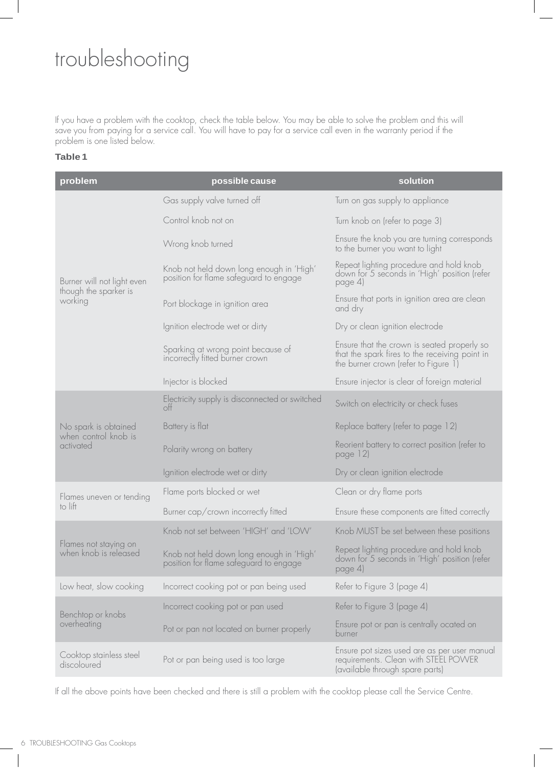# troubleshooting

If you have a problem with the cooktop, check the table below. You may be able to solve the problem and this will save you from paying for a service call. You will have to pay for a service call even in the warranty period if the problem is one listed below.

**Table 1**

| problem | possible cause | solution |
|---|---|---|
| Burner will not light even though the sparker is working | Gas supply valve turned off | Turn on gas supply to appliance |
| | Control knob not on | Turn knob on (refer to page 3) |
| | Wrong knob turned | Ensure the knob you are turning corresponds to the burner you want to light |
| | Knob not held down long enough in 'High' position for flame safeguard to engage | Repeat lighting procedure and hold knob down for 5 seconds in 'High' position (refer page 4) |
| | Port blockage in ignition area | Ensure that ports in ignition area are clean and dry |
| | Ignition electrode wet or dirty | Dry or clean ignition electrode |
| | Sparking at wrong point because of incorrectly fitted burner crown | Ensure that the crown is seated properly so that the spark fires to the receiving point in the burner crown (refer to Figure 1) |
| | Injector is blocked | Ensure injector is clear of foreign material |
| No spark is obtained when control knob is activated | Electricity supply is disconnected or switched off | Switch on electricity or check fuses |
| | Battery is flat | Replace battery (refer to page 12) |
| | Polarity wrong on battery | Reorient battery to correct position (refer to page 12) |
| | Ignition electrode wet or dirty | Dry or clean ignition electrode |
| Flames uneven or tending to lift | Flame ports blocked or wet | Clean or dry flame ports |
| | Burner cap/crown incorrectly fitted | Ensure these components are fitted correctly |
| Flames not staying on when knob is released | Knob not set between 'HIGH' and 'LOW' | Knob MUST be set between these positions |
| | Knob not held down long enough in 'High' position for flame safeguard to engage | Repeat lighting procedure and hold knob down for 5 seconds in 'High' position (refer page 4) |
| Low heat, slow cooking | Incorrect cooking pot or pan being used | Refer to Figure 3 (page 4) |
| Benchtop or knobs overheating | Incorrect cooking pot or pan used | Refer to Figure 3 (page 4) |
| | Pot or pan not located on burner properly | Ensure pot or pan is centrally ocated on burner |
| Cooktop stainless steel discoloured | Pot or pan being used is too large | Ensure pot sizes used are as per user manual requirements. Clean with STEEL POWER (available through spare parts) |

If all the above points have been checked and there is still a problem with the cooktop please call the Service Centre.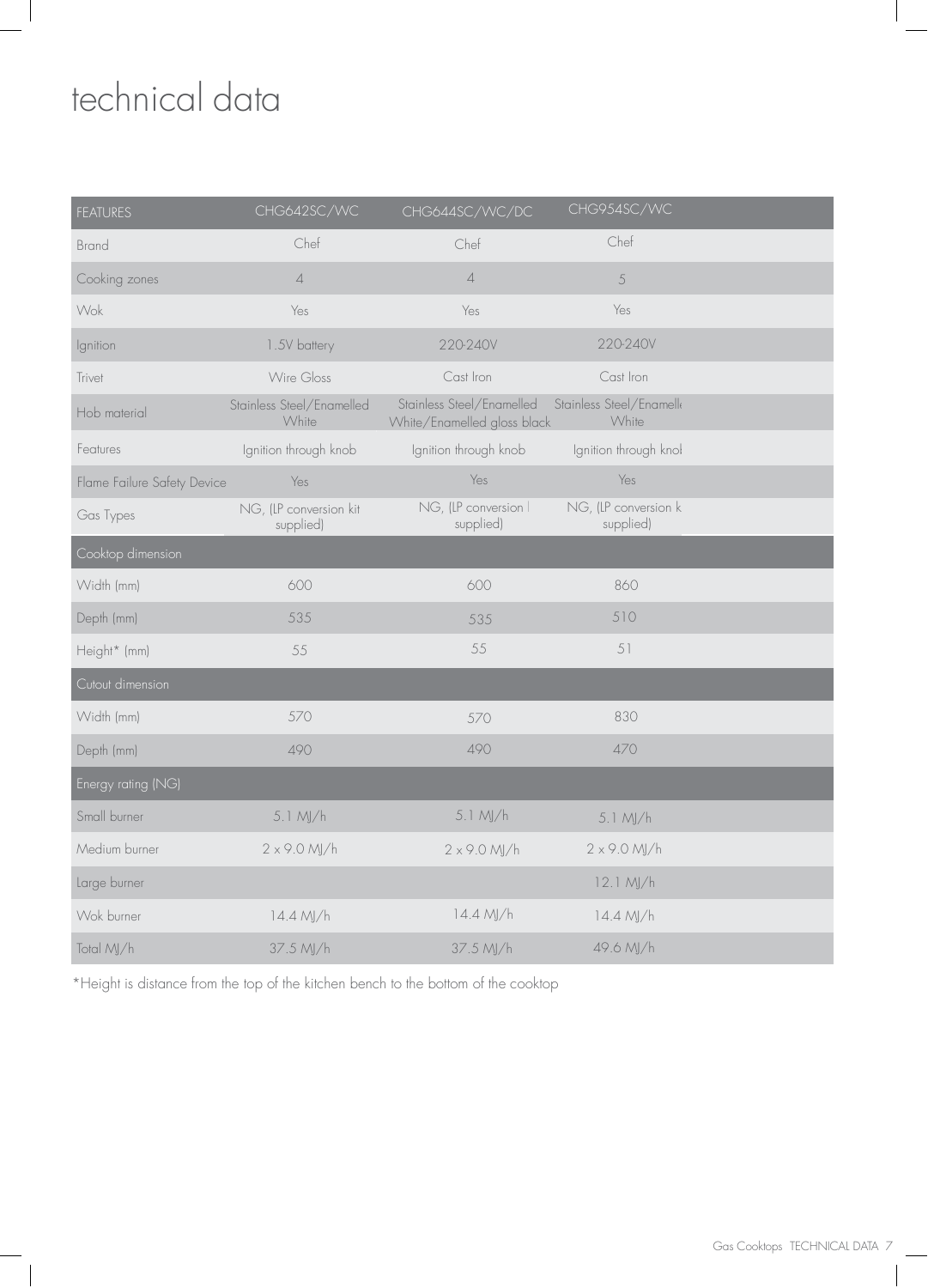# technical data

| FEATURES | CHG642SC/WC | CHG644SC/WC/DC | CHG954SC/WC |
|---|---|---|---|
| Brand | Chef | Chef | Chef |
| Cooking zones | 4 | 4 | 5 |
| Wok | Yes | Yes | Yes |
| Ignition | 1.5V battery | 220-240V | 220-240V |
| Trivet | Wire Gloss | Cast Iron | Cast Iron |
| Hob material | Stainless Steel/Enamelled White | Stainless Steel/Enamelled White/Enamelled gloss black | Stainless Steel/Enamelle White |
| Features | Ignition through knob | Ignition through knob | Ignition through knol |
| Flame Failure Safety Device | Yes | Yes | Yes |
| Gas Types | NG, (LP conversion kit supplied) | NG, (LP conversion l supplied) | NG, (LP conversion k supplied) |
| **Cooktop dimension** | | | |
| Width (mm) | 600 | 600 | 860 |
| Depth (mm) | 535 | 535 | 510 |
| Height* (mm) | 55 | 55 | 51 |
| **Cutout dimension** | | | |
| Width (mm) | 570 | 570 | 830 |
| Depth (mm) | 490 | 490 | 470 |
| **Energy rating (NG)** | | | |
| Small burner | 5.1 MJ/h | 5.1 MJ/h | 5.1 MJ/h |
| Medium burner | 2 x 9.0 MJ/h | 2 x 9.0 MJ/h | 2 x 9.0 MJ/h |
| Large burner | | | 12.1 MJ/h |
| Wok burner | 14.4 MJ/h | 14.4 MJ/h | 14.4 MJ/h |
| Total MJ/h | 37.5 MJ/h | 37.5 MJ/h | 49.6 MJ/h |

*Height is distance from the top of the kitchen bench to the bottom of the cooktop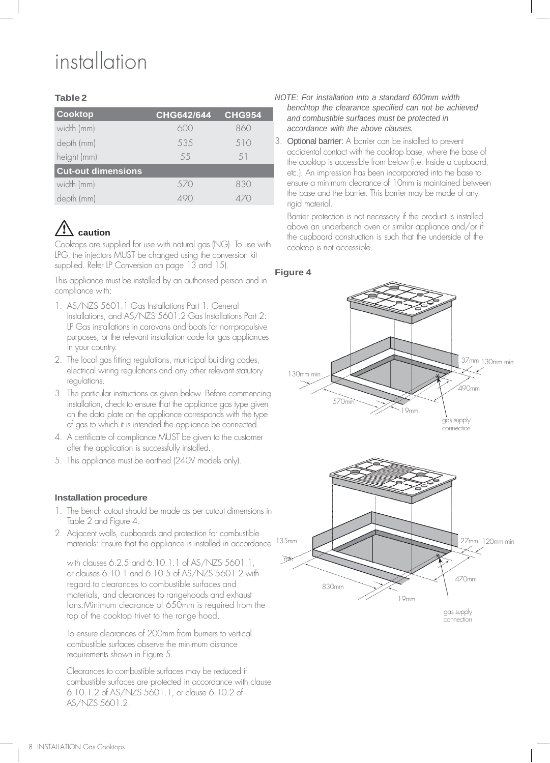# installation

**Table 2**

| Cooktop | CHG642/644 | CHG954 |
|---|---|---|
| width (mm) | 600 | 860 |
| depth (mm) | 535 | 510 |
| height (mm) | 55 | 51 |
| **Cut-out dimensions** | | |
| width (mm) | 570 | 830 |
| depth (mm) | 490 | 470 |

## ⚠ caution

Cooktops are supplied for use with natural gas (NG). To use with LPG, the injectors MUST be changed using the conversion kit supplied. Refer LP Conversion on page 13 and 15).

This appliance must be installed by an authorised person and in compliance with:

1. AS/NZS 5601.1 Gas Installations Part 1: General Installations, and AS/NZS 5601.2 Gas Installations Part 2: LP Gas installations in caravans and boats for non-propulsive purposes, or the relevant installation code for gas appliances in your country.
2. The local gas fitting regulations, municipal building codes, electrical wiring regulations and any other relevant statutory regulations.
3. The particular instructions as given below. Before commencing installation, check to ensure that the appliance gas type given on the data plate on the appliance corresponds with the type of gas to which it is intended the appliance be connected.
4. A certificate of compliance MUST be given to the customer after the application is successfully installed.
5. This appliance must be earthed (240V models only).

### Installation procedure

1. The bench cutout should be made as per cutout dimensions in Table 2 and Figure 4.
2. Adjacent walls, cupboards and protection for combustible materials: Ensure that the appliance is installed in accordance with clauses 6.2.5 and 6.10.1.1 of AS/NZS 5601.1, or clauses 6.10.1 and 6.10.5 of AS/NZS 5601.2 with regard to clearances to combustible surfaces and materials, and clearances to rangehoods and exhaust fans.Minimum clearance of 650mm is required from the top of the cooktop trivet to the range hood.

   To ensure clearances of 200mm from burners to vertical combustible surfaces observe the minimum distance requirements shown in Figure 5.

   Clearances to combustible surfaces may be reduced if combustible surfaces are protected in accordance with clause 6.10.1.2 of AS/NZS 5601.1, or clause 6.10.2 of AS/NZS 5601.2.

*NOTE: For installation into a standard 600mm width benchtop the clearance specified can not be achieved and combustible surfaces must be protected in accordance with the above clauses.*

3. **Optional barrier:** A barrier can be installed to prevent accidental contact with the cooktop base, where the base of the cooktop is accessible from below (i.e. Inside a cupboard, etc.). An impression has been incorporated into the base to ensure a minimum clearance of 10mm is maintained between the base and the barrier. This barrier may be made of any rigid material.

   Barrier protection is not necessary if the product is installed above an underbench oven or similar appliance and/or if the cupboard construction is such that the underside of the cooktop is not accessible.

**Figure 4**

130mm min · 570mm · 19mm · 37mm · 130mm min · 490mm · gas supply connection

135mm min · 830mm · 19mm · 27mm · 120mm min · 470mm · gas supply connection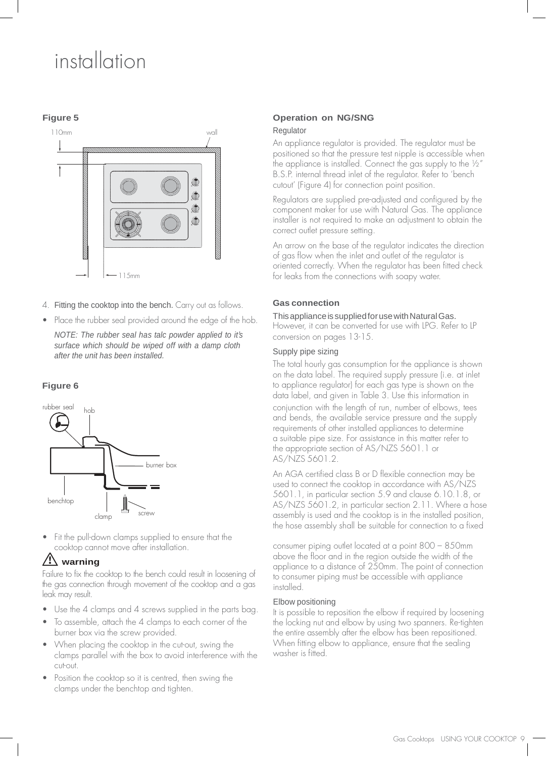# installation

**Figure 5**

110mm

wall

115mm

4. **Fitting the cooktop into the bench.** Carry out as follows.

- Place the rubber seal provided around the edge of the hob.

  *NOTE: The rubber seal has talc powder applied to it's surface which should be wiped off with a damp cloth after the unit has been installed.*

**Figure 6**

rubber seal hob burner box benchtop clamp screw

- Fit the pull-down clamps supplied to ensure that the cooktop cannot move after installation.

### ⚠ warning

Failure to fix the cooktop to the bench could result in loosening of the gas connection through movement of the cooktop and a gas leak may result.

- Use the 4 clamps and 4 screws supplied in the parts bag.
- To assemble, attach the 4 clamps to each corner of the burner box via the screw provided.
- When placing the cooktop in the cut-out, swing the clamps parallel with the box to avoid interference with the cut-out.
- Position the cooktop so it is centred, then swing the clamps under the benchtop and tighten.

### Operation on NG/SNG

#### Regulator

An appliance regulator is provided. The regulator must be positioned so that the pressure test nipple is accessible when the appliance is installed. Connect the gas supply to the ½" B.S.P. internal thread inlet of the regulator. Refer to 'bench cutout' (Figure 4) for connection point position.

Regulators are supplied pre-adjusted and configured by the component maker for use with Natural Gas. The appliance installer is not required to make an adjustment to obtain the correct outlet pressure setting.

An arrow on the base of the regulator indicates the direction of gas flow when the inlet and outlet of the regulator is oriented correctly. When the regulator has been fitted check for leaks from the connections with soapy water.

### Gas connection

This appliance is supplied for use with Natural Gas. However, it can be converted for use with LPG. Refer to LP conversion on pages 13-15.

#### Supply pipe sizing

The total hourly gas consumption for the appliance is shown on the data label. The required supply pressure (i.e. at inlet to appliance regulator) for each gas type is shown on the data label, and given in Table 3. Use this information in conjunction with the length of run, number of elbows, tees and bends, the available service pressure and the supply requirements of other installed appliances to determine a suitable pipe size. For assistance in this matter refer to the appropriate section of AS/NZS 5601.1 or AS/NZS 5601.2.

An AGA certified class B or D flexible connection may be used to connect the cooktop in accordance with AS/NZS 5601.1, in particular section 5.9 and clause 6.10.1.8, or AS/NZS 5601.2, in particular section 2.11. Where a hose assembly is used and the cooktop is in the installed position, the hose assembly shall be suitable for connection to a fixed consumer piping outlet located at a point 800 – 850mm above the floor and in the region outside the width of the appliance to a distance of 250mm. The point of connection to consumer piping must be accessible with appliance installed.

#### Elbow positioning

It is possible to reposition the elbow if required by loosening the locking nut and elbow by using two spanners. Re-tighten the entire assembly after the elbow has been repositioned. When fitting elbow to appliance, ensure that the sealing washer is fitted.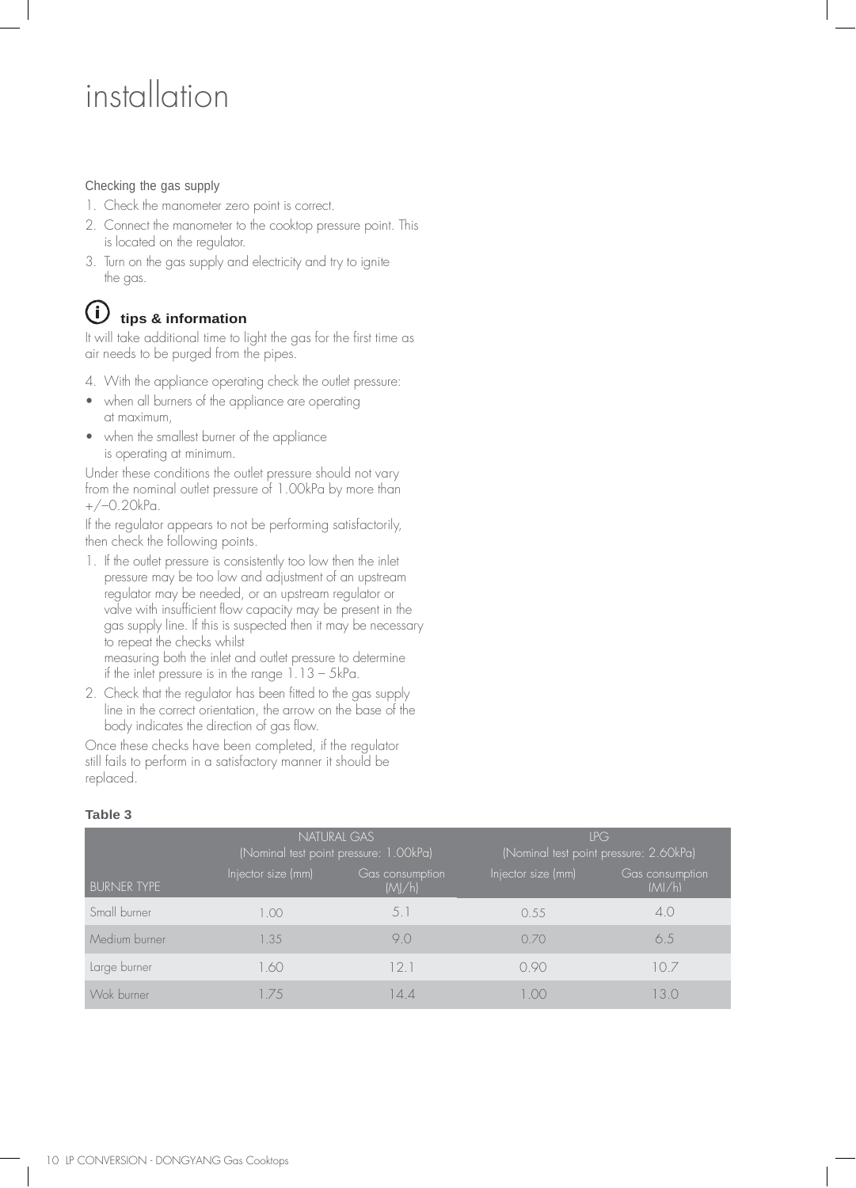# installation

### Checking the gas supply

1. Check the manometer zero point is correct.
2. Connect the manometer to the cooktop pressure point. This is located on the regulator.
3. Turn on the gas supply and electricity and try to ignite the gas.

### tips & information

It will take additional time to light the gas for the first time as air needs to be purged from the pipes.

4. With the appliance operating check the outlet pressure:

- when all burners of the appliance are operating at maximum,
- when the smallest burner of the appliance is operating at minimum.

Under these conditions the outlet pressure should not vary from the nominal outlet pressure of 1.00kPa by more than +/–0.20kPa.

If the regulator appears to not be performing satisfactorily, then check the following points.

1. If the outlet pressure is consistently too low then the inlet pressure may be too low and adjustment of an upstream regulator may be needed, or an upstream regulator or valve with insufficient flow capacity may be present in the gas supply line. If this is suspected then it may be necessary to repeat the checks whilst measuring both the inlet and outlet pressure to determine if the inlet pressure is in the range 1.13 – 5kPa.
2. Check that the regulator has been fitted to the gas supply line in the correct orientation, the arrow on the base of the body indicates the direction of gas flow.

Once these checks have been completed, if the regulator still fails to perform in a satisfactory manner it should be replaced.

**Table 3**

| | NATURAL GAS (Nominal test point pressure: 1.00kPa) | | LPG (Nominal test point pressure: 2.60kPa) | |
|---|---|---|---|---|
| BURNER TYPE | Injector size (mm) | Gas consumption (MJ/h) | Injector size (mm) | Gas consumption (MJ/h) |
| Small burner | 1.00 | 5.1 | 0.55 | 4.0 |
| Medium burner | 1.35 | 9.0 | 0.70 | 6.5 |
| Large burner | 1.60 | 12.1 | 0.90 | 10.7 |
| Wok burner | 1.75 | 14.4 | 1.00 | 13.0 |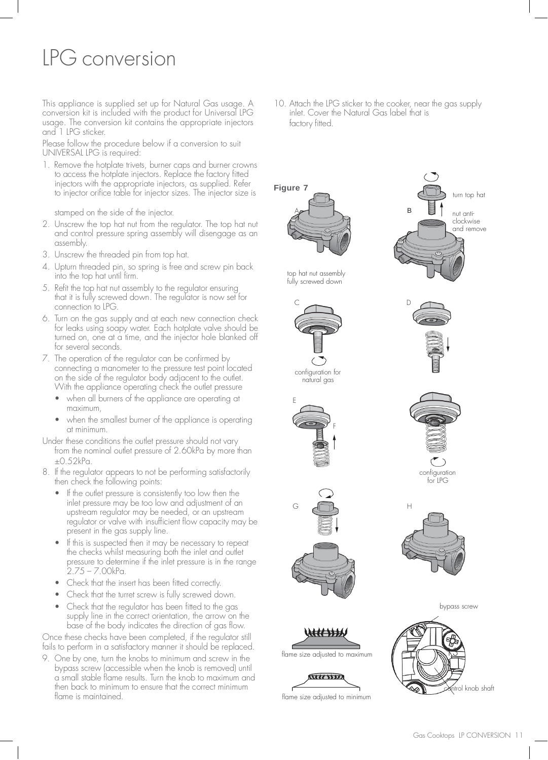# LPG conversion

This appliance is supplied set up for Natural Gas usage. A conversion kit is included with the product for Universal LPG usage. The conversion kit contains the appropriate injectors and 1 LPG sticker.

Please follow the procedure below if a conversion to suit UNIVERSAL LPG is required:

1. Remove the hotplate trivets, burner caps and burner crowns to access the hotplate injectors. Replace the factory fitted injectors with the appropriate injectors, as supplied. Refer to injector orifice table for injector sizes. The injector size is stamped on the side of the injector.
2. Unscrew the top hat nut from the regulator. The top hat nut and control pressure spring assembly will disengage as an assembly.
3. Unscrew the threaded pin from top hat.
4. Upturn threaded pin, so spring is free and screw pin back into the top hat until firm.
5. Refit the top hat nut assembly to the regulator ensuring that it is fully screwed down. The regulator is now set for connection to LPG.
6. Turn on the gas supply and at each new connection check for leaks using soapy water. Each hotplate valve should be turned on, one at a time, and the injector hole blanked off for several seconds.
7. The operation of the regulator can be confirmed by connecting a manometer to the pressure test point located on the side of the regulator body adjacent to the outlet. With the appliance operating check the outlet pressure
   - when all burners of the appliance are operating at maximum,
   - when the smallest burner of the appliance is operating at minimum.

Under these conditions the outlet pressure should not vary from the nominal outlet pressure of 2.60kPa by more than ±0.52kPa.

8. If the regulator appears to not be performing satisfactorily then check the following points:
   - If the outlet pressure is consistently too low then the inlet pressure may be too low and adjustment of an upstream regulator may be needed, or an upstream regulator or valve with insufficient flow capacity may be present in the gas supply line.
   - If this is suspected then it may be necessary to repeat the checks whilst measuring both the inlet and outlet pressure to determine if the inlet pressure is in the range 2.75 – 7.00kPa.
   - Check that the insert has been fitted correctly.
   - Check that the turret screw is fully screwed down.
   - Check that the regulator has been fitted to the gas supply line in the correct orientation, the arrow on the base of the body indicates the direction of gas flow.

Once these checks have been completed, if the regulator still fails to perform in a satisfactory manner it should be replaced.

9. One by one, turn the knobs to minimum and screw in the bypass screw (accessible when the knob is removed) until a small stable flame results. Turn the knob to maximum and then back to minimum to ensure that the correct minimum flame is maintained.
10. Attach the LPG sticker to the cooker, near the gas supply inlet. Cover the Natural Gas label that is factory fitted.

**Figure 7**

A – top hat nut assembly fully screwed down

B – turn top hat nut anti-clockwise and remove

C – configuration for natural gas

D

E, F – configuration for LPG

G

H

flame size adjusted to maximum

flame size adjusted to minimum

bypass screw

control knob shaft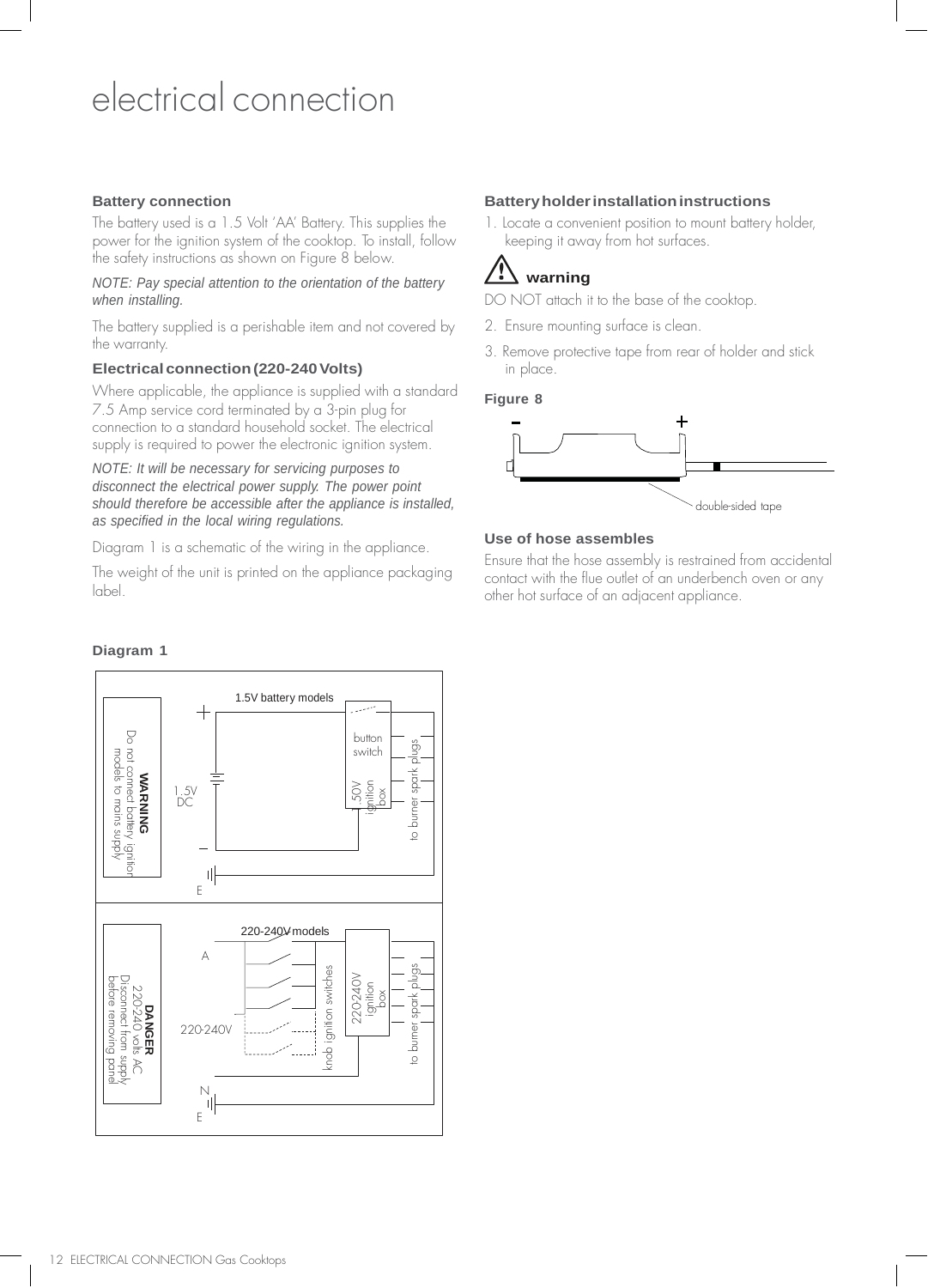# electrical connection

### Battery connection

The battery used is a 1.5 Volt 'AA' Battery. This supplies the power for the ignition system of the cooktop. To install, follow the safety instructions as shown on Figure 8 below.

*NOTE: Pay special attention to the orientation of the battery when installing.*

The battery supplied is a perishable item and not covered by the warranty.

### Electrical connection (220-240 Volts)

Where applicable, the appliance is supplied with a standard 7.5 Amp service cord terminated by a 3-pin plug for connection to a standard household socket. The electrical supply is required to power the electronic ignition system.

*NOTE: It will be necessary for servicing purposes to disconnect the electrical power supply. The power point should therefore be accessible after the appliance is installed, as specified in the local wiring regulations.*

Diagram 1 is a schematic of the wiring in the appliance.

The weight of the unit is printed on the appliance packaging label.

### Battery holder installation instructions

1. Locate a convenient position to mount battery holder, keeping it away from hot surfaces.

**warning**

DO NOT attach it to the base of the cooktop.

2. Ensure mounting surface is clean.
3. Remove protective tape from rear of holder and stick in place.

**Figure 8**

– +

double-sided tape

### Use of hose assembles

Ensure that the hose assembly is restrained from accidental contact with the flue outlet of an underbench oven or any other hot surface of an adjacent appliance.

**Diagram 1**

1.5V battery models

**WARNING** Do not connect battery ignition models to mains supply

1.5V DC

+ – E

button switch

1.50V ignition box

to burner spark plugs

220-240V models

**DANGER** 220-240 volts AC Disconnect from supply before removing panel

A 220-240V N E

knob ignition switches

220-240V ignition box

to burner spark plugs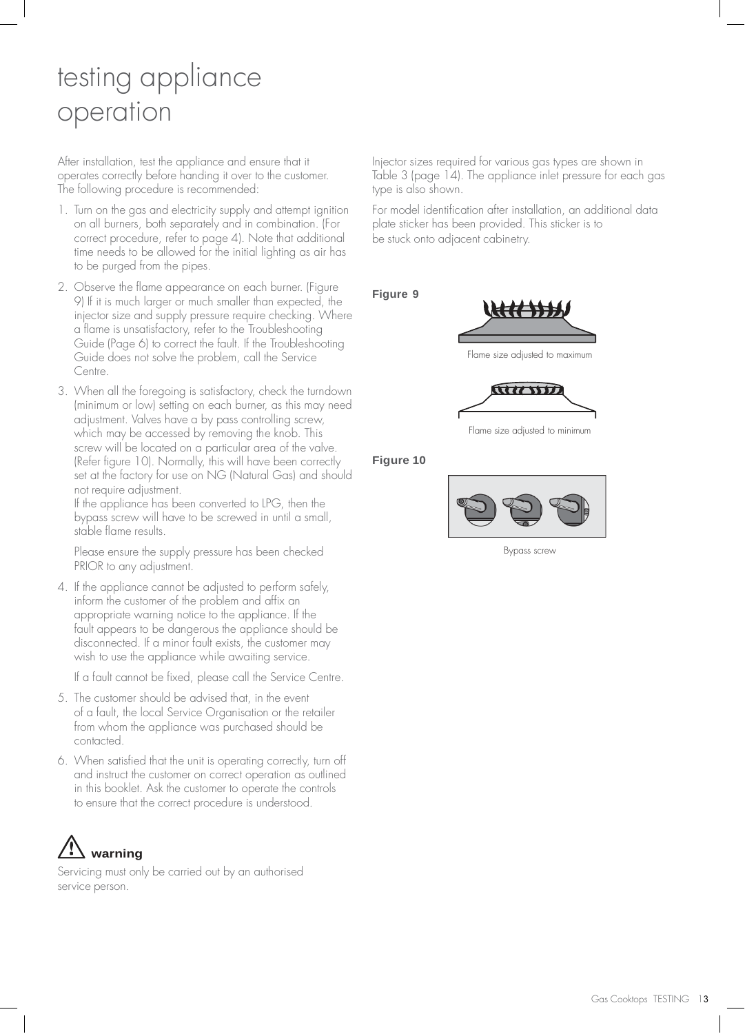# testing appliance operation

After installation, test the appliance and ensure that it operates correctly before handing it over to the customer. The following procedure is recommended:

1. Turn on the gas and electricity supply and attempt ignition on all burners, both separately and in combination. (For correct procedure, refer to page 4). Note that additional time needs to be allowed for the initial lighting as air has to be purged from the pipes.
2. Observe the flame appearance on each burner. (Figure 9) If it is much larger or much smaller than expected, the injector size and supply pressure require checking. Where a flame is unsatisfactory, refer to the Troubleshooting Guide (Page 6) to correct the fault. If the Troubleshooting Guide does not solve the problem, call the Service Centre.
3. When all the foregoing is satisfactory, check the turndown (minimum or low) setting on each burner, as this may need adjustment. Valves have a by pass controlling screw, which may be accessed by removing the knob. This screw will be located on a particular area of the valve. (Refer figure 10). Normally, this will have been correctly set at the factory for use on NG (Natural Gas) and should not require adjustment.
   If the appliance has been converted to LPG, then the bypass screw will have to be screwed in until a small, stable flame results.

   Please ensure the supply pressure has been checked PRIOR to any adjustment.
4. If the appliance cannot be adjusted to perform safely, inform the customer of the problem and affix an appropriate warning notice to the appliance. If the fault appears to be dangerous the appliance should be disconnected. If a minor fault exists, the customer may wish to use the appliance while awaiting service.

   If a fault cannot be fixed, please call the Service Centre.
5. The customer should be advised that, in the event of a fault, the local Service Organisation or the retailer from whom the appliance was purchased should be contacted.
6. When satisfied that the unit is operating correctly, turn off and instruct the customer on correct operation as outlined in this booklet. Ask the customer to operate the controls to ensure that the correct procedure is understood.

**warning**

Servicing must only be carried out by an authorised service person.

Injector sizes required for various gas types are shown in Table 3 (page 14). The appliance inlet pressure for each gas type is also shown.

For model identification after installation, an additional data plate sticker has been provided. This sticker is to be stuck onto adjacent cabinetry.

**Figure 9**

Flame size adjusted to maximum

Flame size adjusted to minimum

**Figure 10**

Bypass screw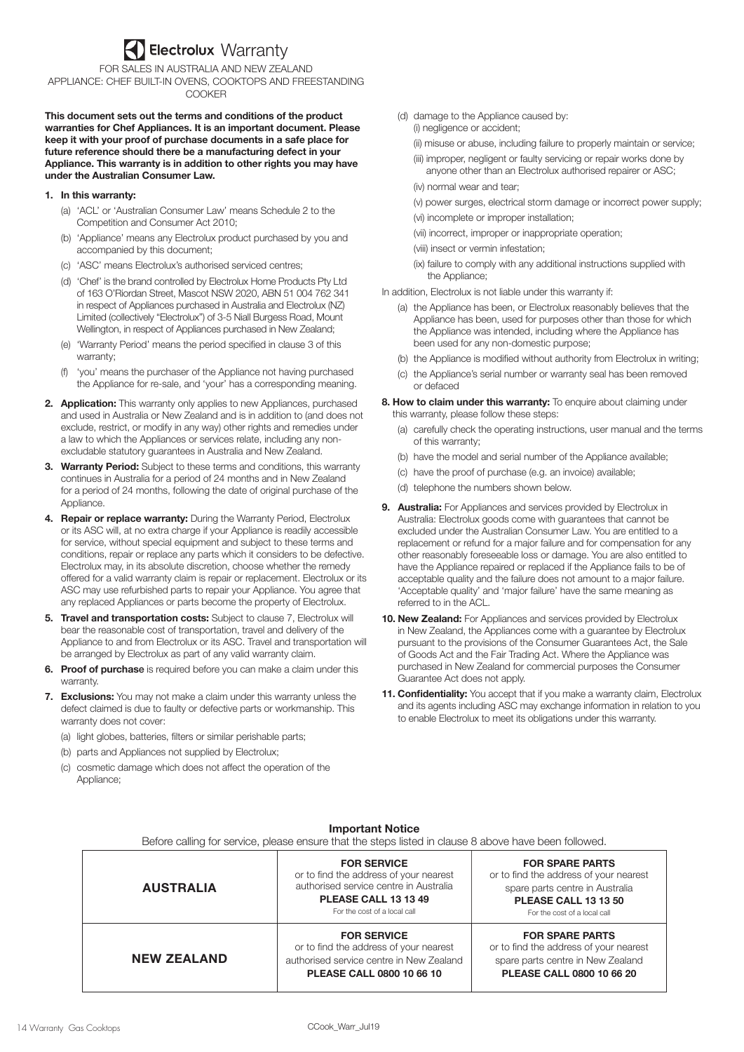# Electrolux Warranty

FOR SALES IN AUSTRALIA AND NEW ZEALAND
APPLIANCE: CHEF BUILT-IN OVENS, COOKTOPS AND FREESTANDING COOKER

**This document sets out the terms and conditions of the product warranties for Chef Appliances. It is an important document. Please keep it with your proof of purchase documents in a safe place for future reference should there be a manufacturing defect in your Appliance. This warranty is in addition to other rights you may have under the Australian Consumer Law.**

1. **In this warranty:**
   - (a) 'ACL' or 'Australian Consumer Law' means Schedule 2 to the Competition and Consumer Act 2010;
   - (b) 'Appliance' means any Electrolux product purchased by you and accompanied by this document;
   - (c) 'ASC' means Electrolux's authorised serviced centres;
   - (d) 'Chef' is the brand controlled by Electrolux Home Products Pty Ltd of 163 O'Riordan Street, Mascot NSW 2020, ABN 51 004 762 341 in respect of Appliances purchased in Australia and Electrolux (NZ) Limited (collectively "Electrolux") of 3-5 Niall Burgess Road, Mount Wellington, in respect of Appliances purchased in New Zealand;
   - (e) 'Warranty Period' means the period specified in clause 3 of this warranty;
   - (f) 'you' means the purchaser of the Appliance not having purchased the Appliance for re-sale, and 'your' has a corresponding meaning.
2. **Application:** This warranty only applies to new Appliances, purchased and used in Australia or New Zealand and is in addition to (and does not exclude, restrict, or modify in any way) other rights and remedies under a law to which the Appliances or services relate, including any non-excludable statutory guarantees in Australia and New Zealand.
3. **Warranty Period:** Subject to these terms and conditions, this warranty continues in Australia for a period of 24 months and in New Zealand for a period of 24 months, following the date of original purchase of the Appliance.
4. **Repair or replace warranty:** During the Warranty Period, Electrolux or its ASC will, at no extra charge if your Appliance is readily accessible for service, without special equipment and subject to these terms and conditions, repair or replace any parts which it considers to be defective. Electrolux may, in its absolute discretion, choose whether the remedy offered for a valid warranty claim is repair or replacement. Electrolux or its ASC may use refurbished parts to repair your Appliance. You agree that any replaced Appliances or parts become the property of Electrolux.
5. **Travel and transportation costs:** Subject to clause 7, Electrolux will bear the reasonable cost of transportation, travel and delivery of the Appliance to and from Electrolux or its ASC. Travel and transportation will be arranged by Electrolux as part of any valid warranty claim.
6. **Proof of purchase** is required before you can make a claim under this warranty.
7. **Exclusions:** You may not make a claim under this warranty unless the defect claimed is due to faulty or defective parts or workmanship. This warranty does not cover:
   - (a) light globes, batteries, filters or similar perishable parts;
   - (b) parts and Appliances not supplied by Electrolux;
   - (c) cosmetic damage which does not affect the operation of the Appliance;
   - (d) damage to the Appliance caused by:
     - (i) negligence or accident;
     - (ii) misuse or abuse, including failure to properly maintain or service;
     - (iii) improper, negligent or faulty servicing or repair works done by anyone other than an Electrolux authorised repairer or ASC;
     - (iv) normal wear and tear;
     - (v) power surges, electrical storm damage or incorrect power supply;
     - (vi) incomplete or improper installation;
     - (vii) incorrect, improper or inappropriate operation;
     - (viii) insect or vermin infestation;
     - (ix) failure to comply with any additional instructions supplied with the Appliance;

   In addition, Electrolux is not liable under this warranty if:
   - (a) the Appliance has been, or Electrolux reasonably believes that the Appliance has been, used for purposes other than those for which the Appliance was intended, including where the Appliance has been used for any non-domestic purpose;
   - (b) the Appliance is modified without authority from Electrolux in writing;
   - (c) the Appliance's serial number or warranty seal has been removed or defaced
8. **How to claim under this warranty:** To enquire about claiming under this warranty, please follow these steps:
   - (a) carefully check the operating instructions, user manual and the terms of this warranty;
   - (b) have the model and serial number of the Appliance available;
   - (c) have the proof of purchase (e.g. an invoice) available;
   - (d) telephone the numbers shown below.
9. **Australia:** For Appliances and services provided by Electrolux in Australia: Electrolux goods come with guarantees that cannot be excluded under the Australian Consumer Law. You are entitled to a replacement or refund for a major failure and for compensation for any other reasonably foreseeable loss or damage. You are also entitled to have the Appliance repaired or replaced if the Appliance fails to be of acceptable quality and the failure does not amount to a major failure. 'Acceptable quality' and 'major failure' have the same meaning as referred to in the ACL.
10. **New Zealand:** For Appliances and services provided by Electrolux in New Zealand, the Appliances come with a guarantee by Electrolux pursuant to the provisions of the Consumer Guarantees Act, the Sale of Goods Act and the Fair Trading Act. Where the Appliance was purchased in New Zealand for commercial purposes the Consumer Guarantee Act does not apply.
11. **Confidentiality:** You accept that if you make a warranty claim, Electrolux and its agents including ASC may exchange information in relation to you to enable Electrolux to meet its obligations under this warranty.

**Important Notice**

Before calling for service, please ensure that the steps listed in clause 8 above have been followed.

| | | |
|---|---|---|
| **AUSTRALIA** | **FOR SERVICE** or to find the address of your nearest authorised service centre in Australia **PLEASE CALL 13 13 49** For the cost of a local call | **FOR SPARE PARTS** or to find the address of your nearest spare parts centre in Australia **PLEASE CALL 13 13 50** For the cost of a local call |
| **NEW ZEALAND** | **FOR SERVICE** or to find the address of your nearest authorised service centre in New Zealand **PLEASE CALL 0800 10 66 10** | **FOR SPARE PARTS** or to find the address of your nearest spare parts centre in New Zealand **PLEASE CALL 0800 10 66 20** |

CCook_Warr_Jul19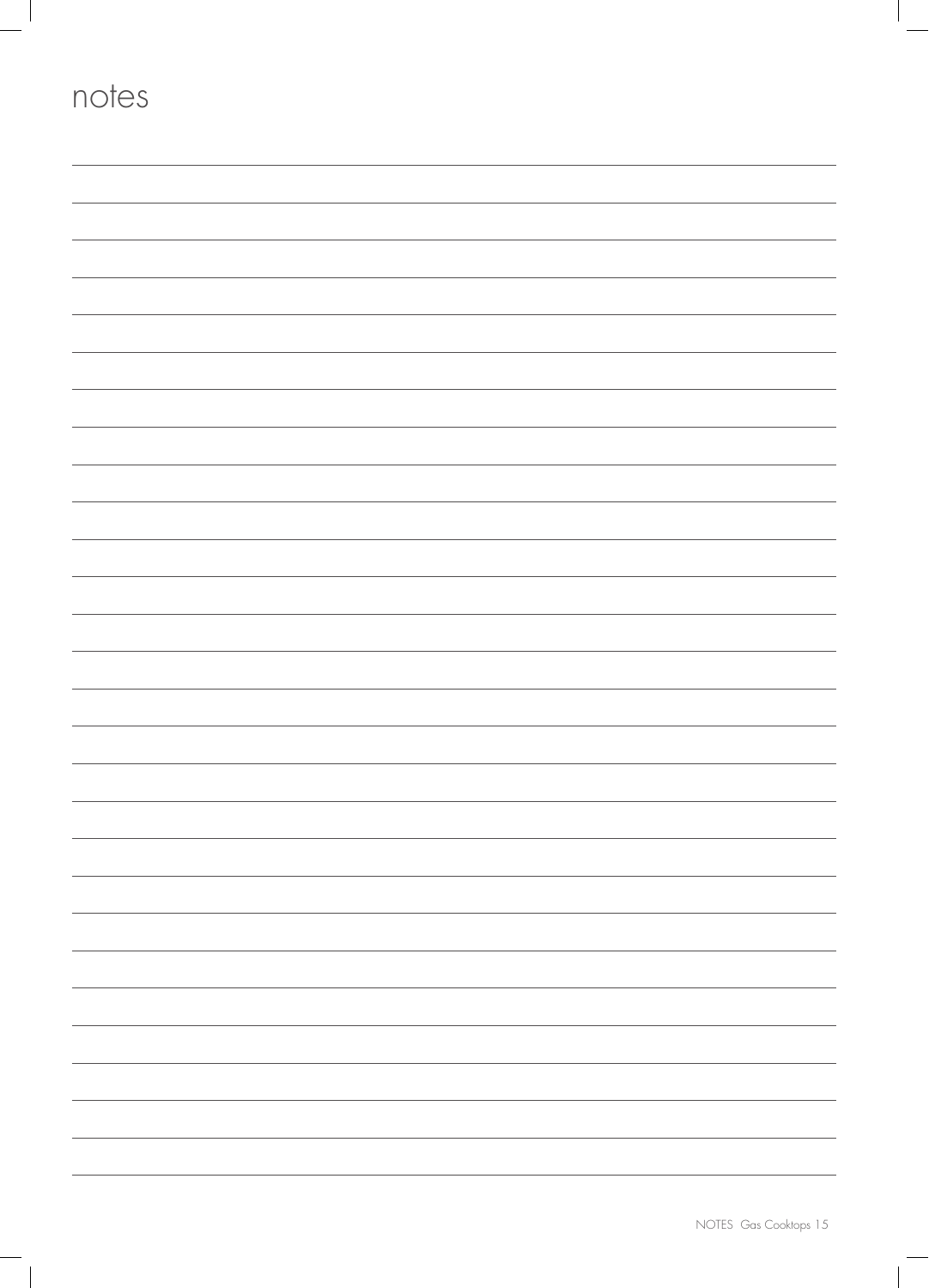# notes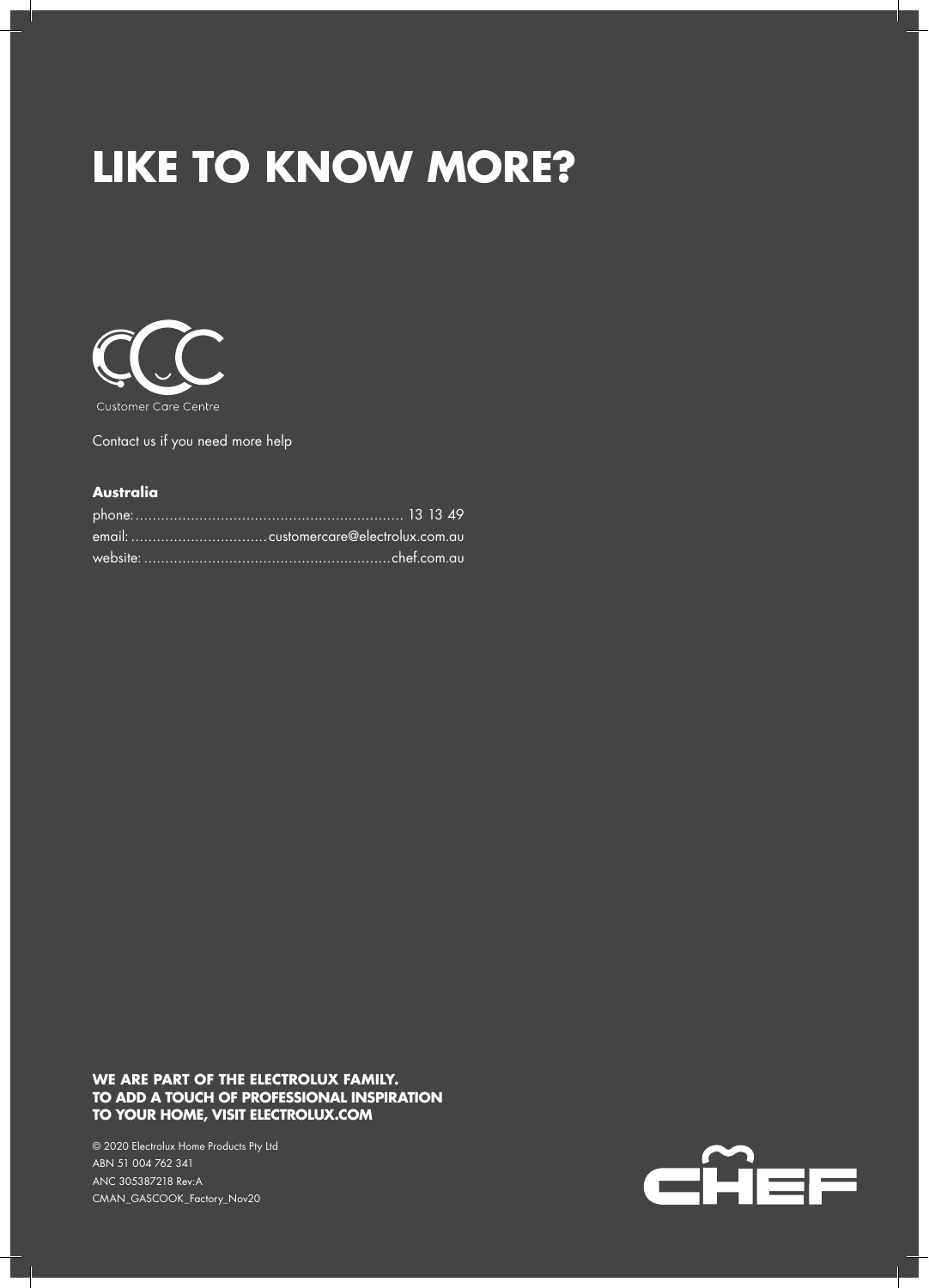# LIKE TO KNOW MORE?

Customer Care Centre

Contact us if you need more help

**Australia**

phone: ............................................................. 13 13 49
email: ................................ customercare@electrolux.com.au
website: .......................................................... chef.com.au

**WE ARE PART OF THE ELECTROLUX FAMILY.
TO ADD A TOUCH OF PROFESSIONAL INSPIRATION
TO YOUR HOME, VISIT ELECTROLUX.COM**

© 2020 Electrolux Home Products Pty Ltd
ABN 51 004 762 341
ANC 305387218 Rev:A
CMAN_GASCOOK_Factory_Nov20

CHEF